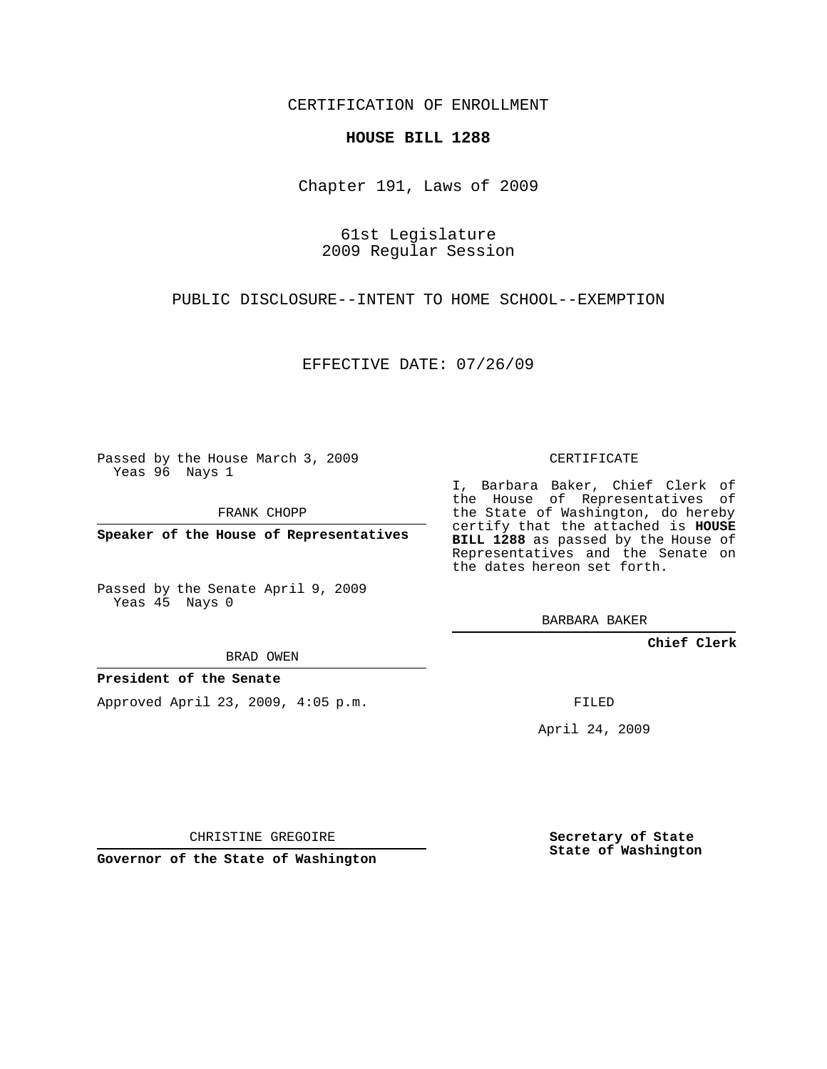CERTIFICATION OF ENROLLMENT

**HOUSE BILL 1288**

Chapter 191, Laws of 2009

61st Legislature
2009 Regular Session

PUBLIC DISCLOSURE--INTENT TO HOME SCHOOL--EXEMPTION

EFFECTIVE DATE: 07/26/09

Passed by the House March 3, 2009
Yeas 96 Nays 1

FRANK CHOPP

**Speaker of the House of Representatives**

Passed by the Senate April 9, 2009
Yeas 45 Nays 0

BRAD OWEN

**President of the Senate**

Approved April 23, 2009, 4:05 p.m.

CHRISTINE GREGOIRE

**Governor of the State of Washington**

CERTIFICATE

I, Barbara Baker, Chief Clerk of the House of Representatives of the State of Washington, do hereby certify that the attached is **HOUSE BILL 1288** as passed by the House of Representatives and the Senate on the dates hereon set forth.

BARBARA BAKER

**Chief Clerk**

FILED

April 24, 2009

**Secretary of State**
**State of Washington**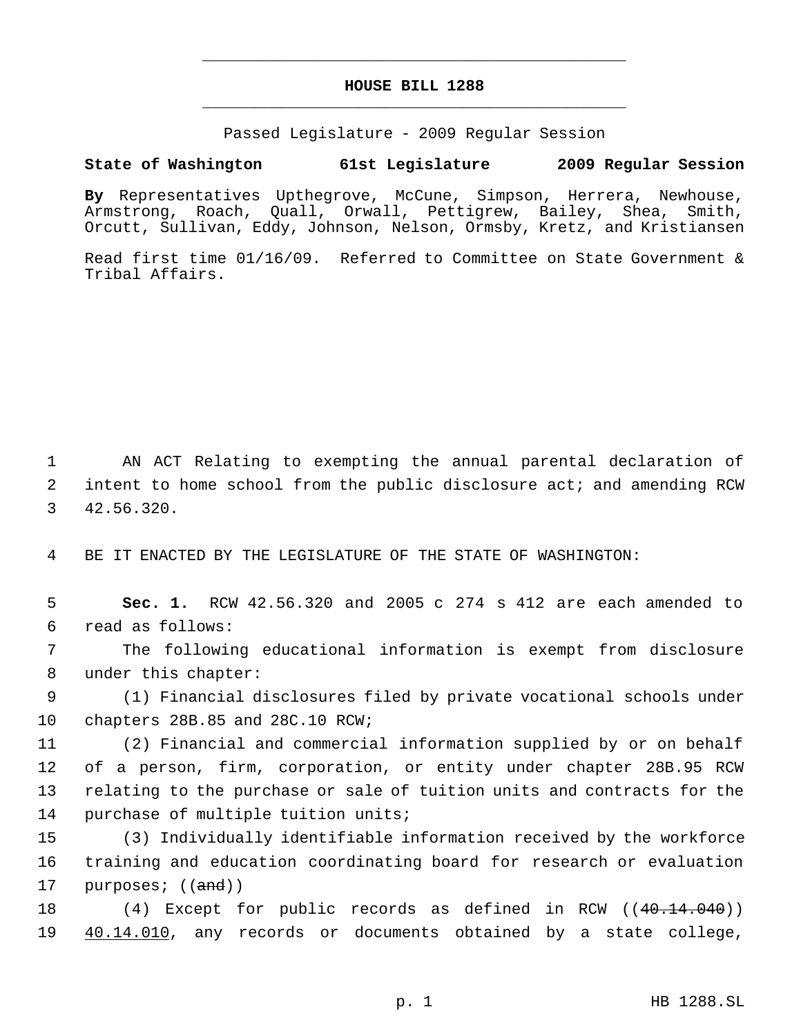# HOUSE BILL 1288

Passed Legislature - 2009 Regular Session

**State of Washington 61st Legislature 2009 Regular Session**

**By** Representatives Upthegrove, McCune, Simpson, Herrera, Newhouse, Armstrong, Roach, Quall, Orwall, Pettigrew, Bailey, Shea, Smith, Orcutt, Sullivan, Eddy, Johnson, Nelson, Ormsby, Kretz, and Kristiansen

Read first time 01/16/09. Referred to Committee on State Government & Tribal Affairs.

AN ACT Relating to exempting the annual parental declaration of intent to home school from the public disclosure act; and amending RCW 42.56.320.

BE IT ENACTED BY THE LEGISLATURE OF THE STATE OF WASHINGTON:

**Sec. 1.** RCW 42.56.320 and 2005 c 274 s 412 are each amended to read as follows:

The following educational information is exempt from disclosure under this chapter:

(1) Financial disclosures filed by private vocational schools under chapters 28B.85 and 28C.10 RCW;

(2) Financial and commercial information supplied by or on behalf of a person, firm, corporation, or entity under chapter 28B.95 RCW relating to the purchase or sale of tuition units and contracts for the purchase of multiple tuition units;

(3) Individually identifiable information received by the workforce training and education coordinating board for research or evaluation purposes; ((~~and~~))

(4) Except for public records as defined in RCW ((~~40.14.040~~)) <u>40.14.010</u>, any records or documents obtained by a state college,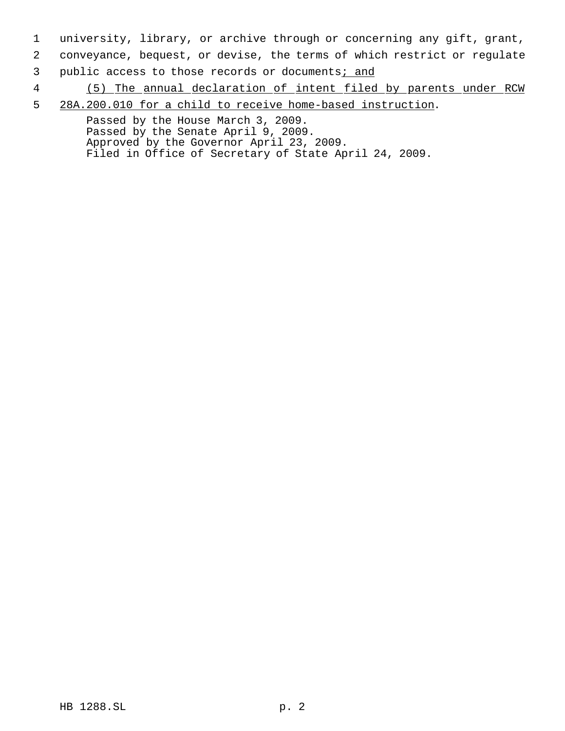university, library, or archive through or concerning any gift, grant, conveyance, bequest, or devise, the terms of which restrict or regulate public access to those records or documents; and

(5) The annual declaration of intent filed by parents under RCW 28A.200.010 for a child to receive home-based instruction.

Passed by the House March 3, 2009.
Passed by the Senate April 9, 2009.
Approved by the Governor April 23, 2009.
Filed in Office of Secretary of State April 24, 2009.